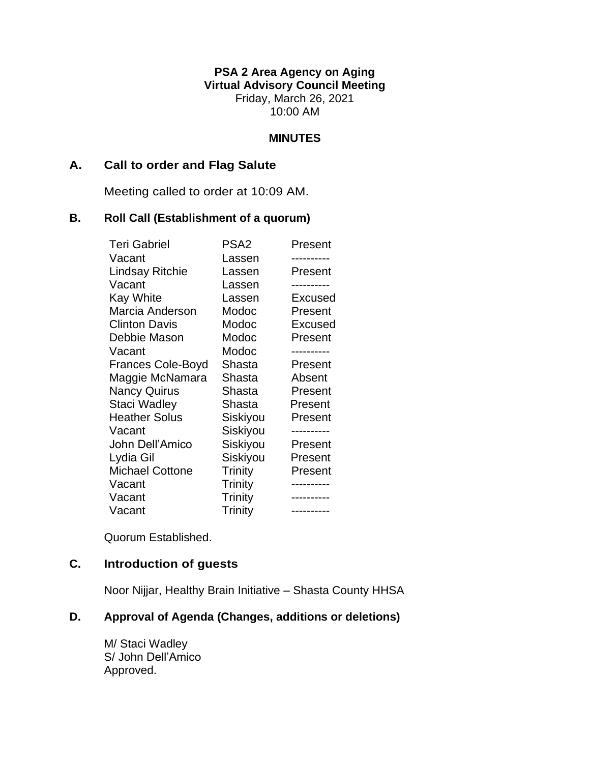**PSA 2 Area Agency on Aging**
**Virtual Advisory Council Meeting**
Friday, March 26, 2021
10:00 AM

**MINUTES**

## A. Call to order and Flag Salute

Meeting called to order at 10:09 AM.

## B. Roll Call (Establishment of a quorum)

| | | |
|---|---|---|
| Teri Gabriel | PSA2 | Present |
| Vacant | Lassen | ---------- |
| Lindsay Ritchie | Lassen | Present |
| Vacant | Lassen | ---------- |
| Kay White | Lassen | Excused |
| Marcia Anderson | Modoc | Present |
| Clinton Davis | Modoc | Excused |
| Debbie Mason | Modoc | Present |
| Vacant | Modoc | ---------- |
| Frances Cole-Boyd | Shasta | Present |
| Maggie McNamara | Shasta | Absent |
| Nancy Quirus | Shasta | Present |
| Staci Wadley | Shasta | Present |
| Heather Solus | Siskiyou | Present |
| Vacant | Siskiyou | ---------- |
| John Dell'Amico | Siskiyou | Present |
| Lydia Gil | Siskiyou | Present |
| Michael Cottone | Trinity | Present |
| Vacant | Trinity | ---------- |
| Vacant | Trinity | ---------- |
| Vacant | Trinity | ---------- |

Quorum Established.

## C. Introduction of guests

Noor Nijjar, Healthy Brain Initiative – Shasta County HHSA

## D. Approval of Agenda (Changes, additions or deletions)

M/ Staci Wadley
S/ John Dell'Amico
Approved.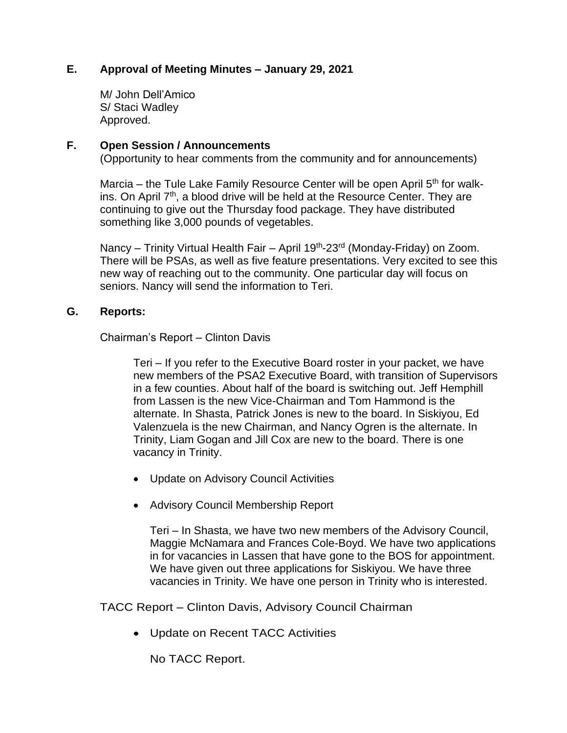## E. Approval of Meeting Minutes – January 29, 2021

M/ John Dell'Amico
S/ Staci Wadley
Approved.

## F. Open Session / Announcements

(Opportunity to hear comments from the community and for announcements)

Marcia – the Tule Lake Family Resource Center will be open April 5th for walk-ins. On April 7th, a blood drive will be held at the Resource Center. They are continuing to give out the Thursday food package. They have distributed something like 3,000 pounds of vegetables.

Nancy – Trinity Virtual Health Fair – April 19th-23rd (Monday-Friday) on Zoom. There will be PSAs, as well as five feature presentations. Very excited to see this new way of reaching out to the community. One particular day will focus on seniors. Nancy will send the information to Teri.

## G. Reports:

Chairman's Report – Clinton Davis

Teri – If you refer to the Executive Board roster in your packet, we have new members of the PSA2 Executive Board, with transition of Supervisors in a few counties. About half of the board is switching out. Jeff Hemphill from Lassen is the new Vice-Chairman and Tom Hammond is the alternate. In Shasta, Patrick Jones is new to the board. In Siskiyou, Ed Valenzuela is the new Chairman, and Nancy Ogren is the alternate. In Trinity, Liam Gogan and Jill Cox are new to the board. There is one vacancy in Trinity.

- Update on Advisory Council Activities
- Advisory Council Membership Report

Teri – In Shasta, we have two new members of the Advisory Council, Maggie McNamara and Frances Cole-Boyd. We have two applications in for vacancies in Lassen that have gone to the BOS for appointment. We have given out three applications for Siskiyou. We have three vacancies in Trinity. We have one person in Trinity who is interested.

TACC Report – Clinton Davis, Advisory Council Chairman

- Update on Recent TACC Activities

No TACC Report.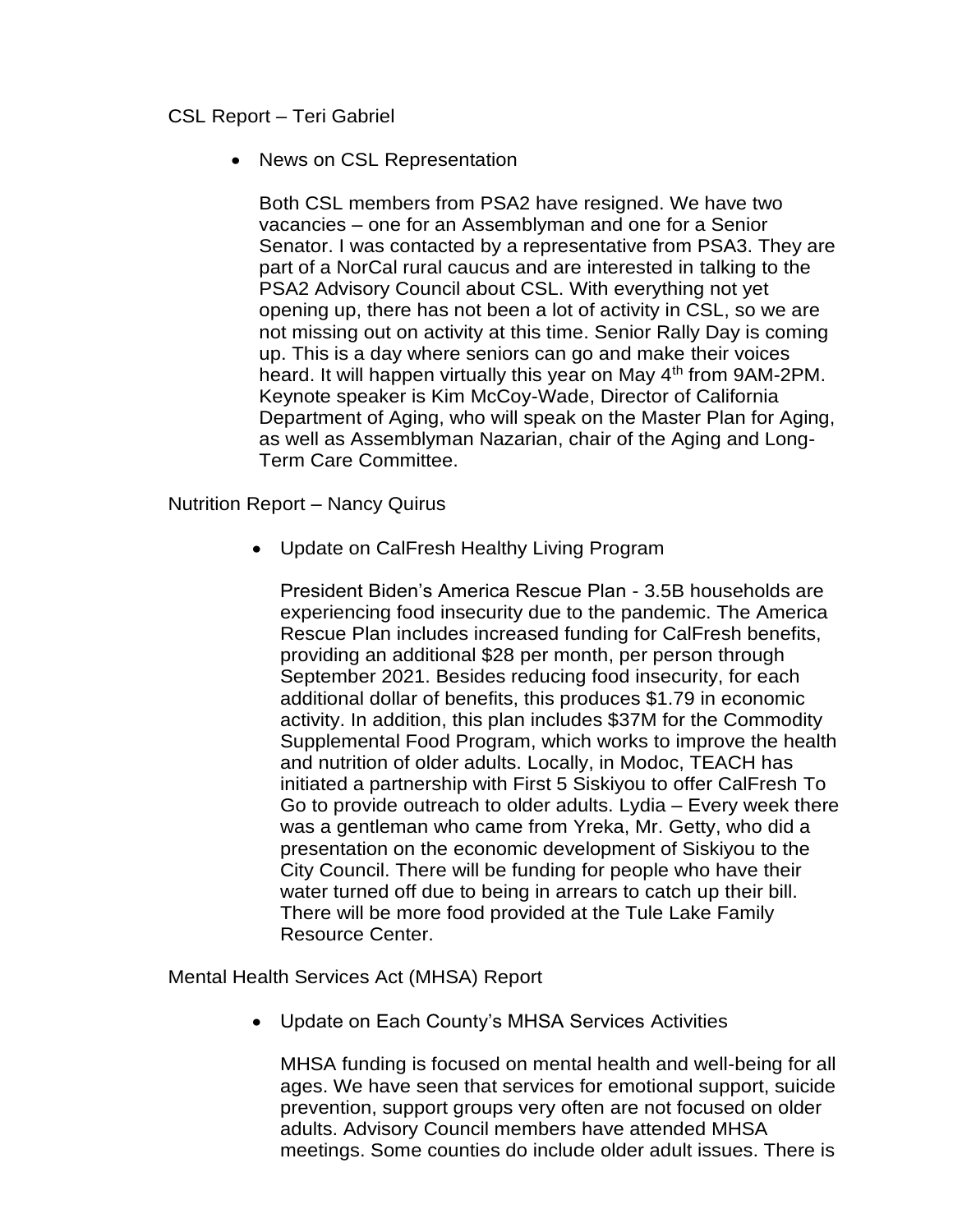CSL Report – Teri Gabriel

- News on CSL Representation

  Both CSL members from PSA2 have resigned. We have two vacancies – one for an Assemblyman and one for a Senior Senator. I was contacted by a representative from PSA3. They are part of a NorCal rural caucus and are interested in talking to the PSA2 Advisory Council about CSL. With everything not yet opening up, there has not been a lot of activity in CSL, so we are not missing out on activity at this time. Senior Rally Day is coming up. This is a day where seniors can go and make their voices heard. It will happen virtually this year on May 4th from 9AM-2PM. Keynote speaker is Kim McCoy-Wade, Director of California Department of Aging, who will speak on the Master Plan for Aging, as well as Assemblyman Nazarian, chair of the Aging and Long-Term Care Committee.

Nutrition Report – Nancy Quirus

- Update on CalFresh Healthy Living Program

  President Biden's America Rescue Plan - 3.5B households are experiencing food insecurity due to the pandemic. The America Rescue Plan includes increased funding for CalFresh benefits, providing an additional $28 per month, per person through September 2021. Besides reducing food insecurity, for each additional dollar of benefits, this produces $1.79 in economic activity. In addition, this plan includes $37M for the Commodity Supplemental Food Program, which works to improve the health and nutrition of older adults. Locally, in Modoc, TEACH has initiated a partnership with First 5 Siskiyou to offer CalFresh To Go to provide outreach to older adults. Lydia – Every week there was a gentleman who came from Yreka, Mr. Getty, who did a presentation on the economic development of Siskiyou to the City Council. There will be funding for people who have their water turned off due to being in arrears to catch up their bill. There will be more food provided at the Tule Lake Family Resource Center.

Mental Health Services Act (MHSA) Report

- Update on Each County's MHSA Services Activities

  MHSA funding is focused on mental health and well-being for all ages. We have seen that services for emotional support, suicide prevention, support groups very often are not focused on older adults. Advisory Council members have attended MHSA meetings. Some counties do include older adult issues. There is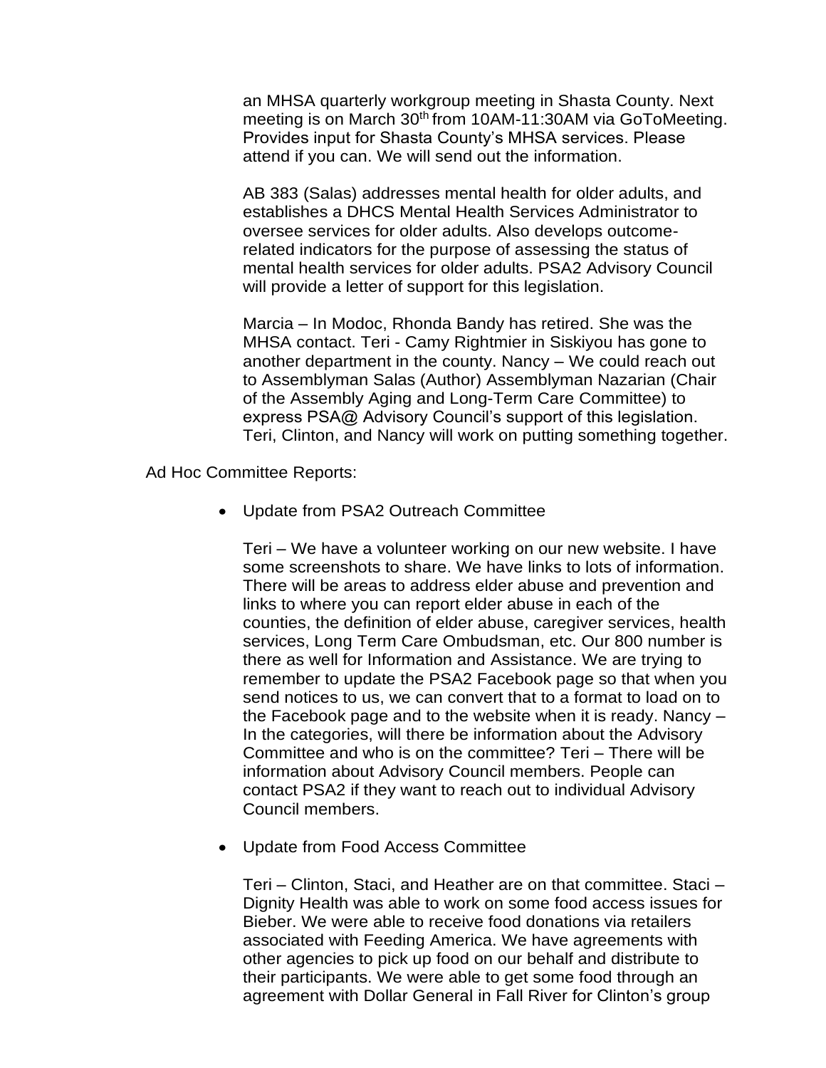an MHSA quarterly workgroup meeting in Shasta County. Next meeting is on March 30th from 10AM-11:30AM via GoToMeeting. Provides input for Shasta County's MHSA services. Please attend if you can. We will send out the information.

AB 383 (Salas) addresses mental health for older adults, and establishes a DHCS Mental Health Services Administrator to oversee services for older adults. Also develops outcome-related indicators for the purpose of assessing the status of mental health services for older adults. PSA2 Advisory Council will provide a letter of support for this legislation.

Marcia – In Modoc, Rhonda Bandy has retired. She was the MHSA contact. Teri - Camy Rightmier in Siskiyou has gone to another department in the county. Nancy – We could reach out to Assemblyman Salas (Author) Assemblyman Nazarian (Chair of the Assembly Aging and Long-Term Care Committee) to express PSA@ Advisory Council's support of this legislation. Teri, Clinton, and Nancy will work on putting something together.

Ad Hoc Committee Reports:

- Update from PSA2 Outreach Committee

  Teri – We have a volunteer working on our new website. I have some screenshots to share. We have links to lots of information. There will be areas to address elder abuse and prevention and links to where you can report elder abuse in each of the counties, the definition of elder abuse, caregiver services, health services, Long Term Care Ombudsman, etc. Our 800 number is there as well for Information and Assistance. We are trying to remember to update the PSA2 Facebook page so that when you send notices to us, we can convert that to a format to load on to the Facebook page and to the website when it is ready. Nancy – In the categories, will there be information about the Advisory Committee and who is on the committee? Teri – There will be information about Advisory Council members. People can contact PSA2 if they want to reach out to individual Advisory Council members.

- Update from Food Access Committee

  Teri – Clinton, Staci, and Heather are on that committee. Staci – Dignity Health was able to work on some food access issues for Bieber. We were able to receive food donations via retailers associated with Feeding America. We have agreements with other agencies to pick up food on our behalf and distribute to their participants. We were able to get some food through an agreement with Dollar General in Fall River for Clinton's group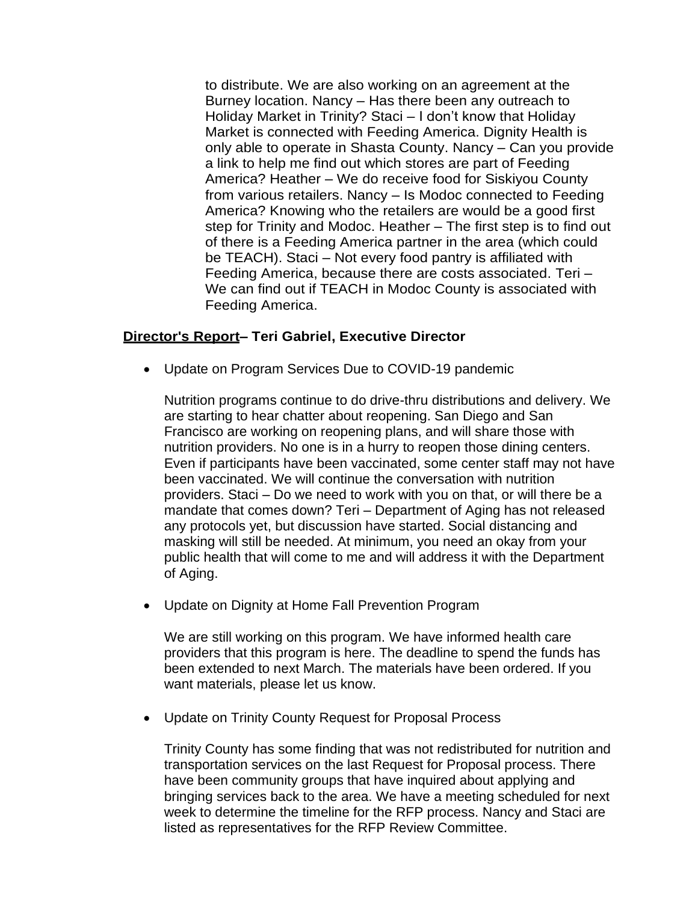to distribute. We are also working on an agreement at the Burney location. Nancy – Has there been any outreach to Holiday Market in Trinity? Staci – I don't know that Holiday Market is connected with Feeding America. Dignity Health is only able to operate in Shasta County. Nancy – Can you provide a link to help me find out which stores are part of Feeding America? Heather – We do receive food for Siskiyou County from various retailers. Nancy – Is Modoc connected to Feeding America? Knowing who the retailers are would be a good first step for Trinity and Modoc. Heather – The first step is to find out of there is a Feeding America partner in the area (which could be TEACH). Staci – Not every food pantry is affiliated with Feeding America, because there are costs associated. Teri – We can find out if TEACH in Modoc County is associated with Feeding America.

**<u>Director's Report</u>– Teri Gabriel, Executive Director**

- Update on Program Services Due to COVID-19 pandemic

  Nutrition programs continue to do drive-thru distributions and delivery. We are starting to hear chatter about reopening. San Diego and San Francisco are working on reopening plans, and will share those with nutrition providers. No one is in a hurry to reopen those dining centers. Even if participants have been vaccinated, some center staff may not have been vaccinated. We will continue the conversation with nutrition providers. Staci – Do we need to work with you on that, or will there be a mandate that comes down? Teri – Department of Aging has not released any protocols yet, but discussion have started. Social distancing and masking will still be needed. At minimum, you need an okay from your public health that will come to me and will address it with the Department of Aging.

- Update on Dignity at Home Fall Prevention Program

  We are still working on this program. We have informed health care providers that this program is here. The deadline to spend the funds has been extended to next March. The materials have been ordered. If you want materials, please let us know.

- Update on Trinity County Request for Proposal Process

  Trinity County has some finding that was not redistributed for nutrition and transportation services on the last Request for Proposal process. There have been community groups that have inquired about applying and bringing services back to the area. We have a meeting scheduled for next week to determine the timeline for the RFP process. Nancy and Staci are listed as representatives for the RFP Review Committee.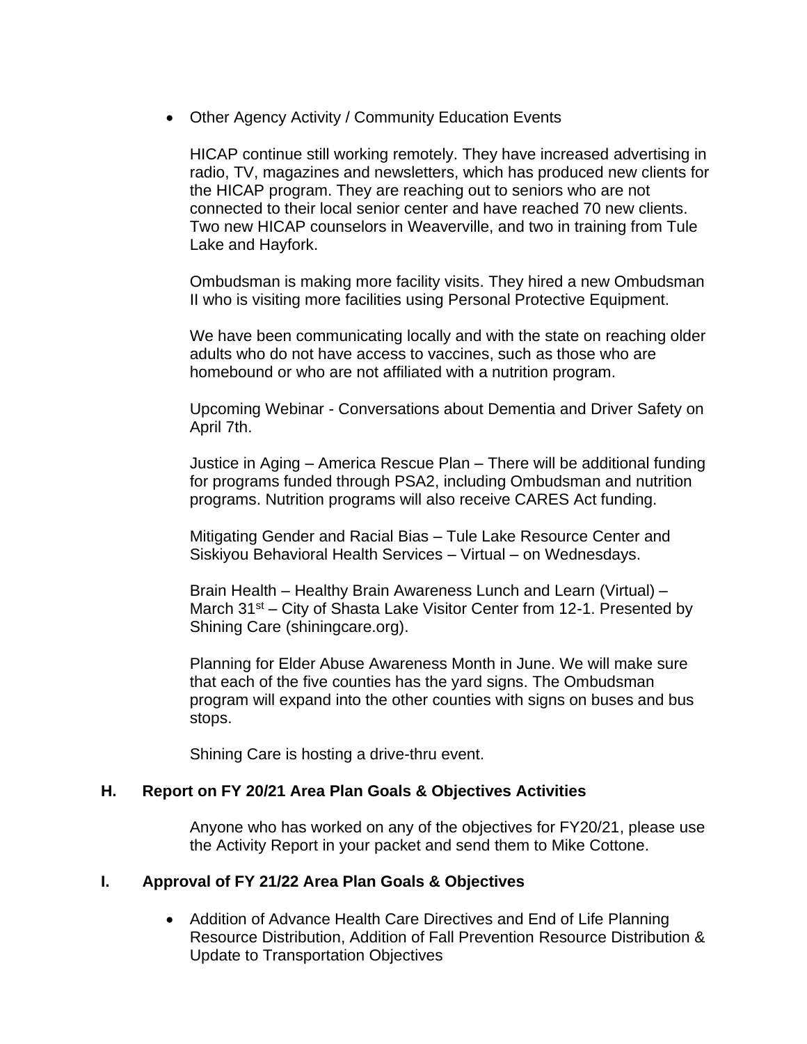- Other Agency Activity / Community Education Events

  HICAP continue still working remotely. They have increased advertising in radio, TV, magazines and newsletters, which has produced new clients for the HICAP program. They are reaching out to seniors who are not connected to their local senior center and have reached 70 new clients. Two new HICAP counselors in Weaverville, and two in training from Tule Lake and Hayfork.

  Ombudsman is making more facility visits. They hired a new Ombudsman II who is visiting more facilities using Personal Protective Equipment.

  We have been communicating locally and with the state on reaching older adults who do not have access to vaccines, such as those who are homebound or who are not affiliated with a nutrition program.

  Upcoming Webinar - Conversations about Dementia and Driver Safety on April 7th.

  Justice in Aging – America Rescue Plan – There will be additional funding for programs funded through PSA2, including Ombudsman and nutrition programs. Nutrition programs will also receive CARES Act funding.

  Mitigating Gender and Racial Bias – Tule Lake Resource Center and Siskiyou Behavioral Health Services – Virtual – on Wednesdays.

  Brain Health – Healthy Brain Awareness Lunch and Learn (Virtual) – March 31st – City of Shasta Lake Visitor Center from 12-1. Presented by Shining Care (shiningcare.org).

  Planning for Elder Abuse Awareness Month in June. We will make sure that each of the five counties has the yard signs. The Ombudsman program will expand into the other counties with signs on buses and bus stops.

  Shining Care is hosting a drive-thru event.

### H. Report on FY 20/21 Area Plan Goals & Objectives Activities

Anyone who has worked on any of the objectives for FY20/21, please use the Activity Report in your packet and send them to Mike Cottone.

### I. Approval of FY 21/22 Area Plan Goals & Objectives

- Addition of Advance Health Care Directives and End of Life Planning Resource Distribution, Addition of Fall Prevention Resource Distribution & Update to Transportation Objectives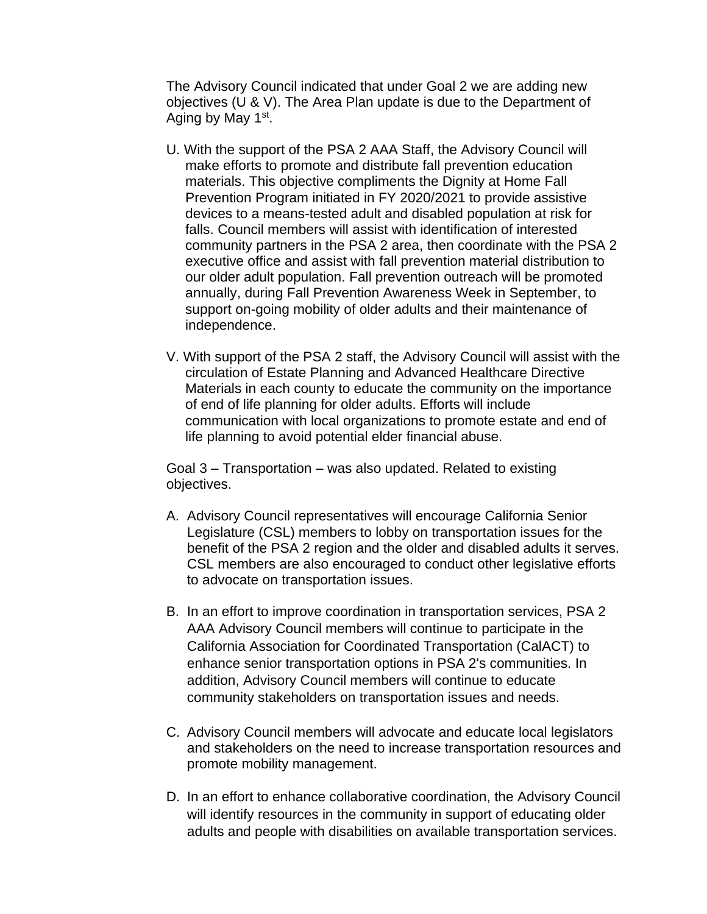The Advisory Council indicated that under Goal 2 we are adding new objectives (U & V). The Area Plan update is due to the Department of Aging by May 1st.

U. With the support of the PSA 2 AAA Staff, the Advisory Council will make efforts to promote and distribute fall prevention education materials. This objective compliments the Dignity at Home Fall Prevention Program initiated in FY 2020/2021 to provide assistive devices to a means-tested adult and disabled population at risk for falls. Council members will assist with identification of interested community partners in the PSA 2 area, then coordinate with the PSA 2 executive office and assist with fall prevention material distribution to our older adult population. Fall prevention outreach will be promoted annually, during Fall Prevention Awareness Week in September, to support on-going mobility of older adults and their maintenance of independence.

V. With support of the PSA 2 staff, the Advisory Council will assist with the circulation of Estate Planning and Advanced Healthcare Directive Materials in each county to educate the community on the importance of end of life planning for older adults. Efforts will include communication with local organizations to promote estate and end of life planning to avoid potential elder financial abuse.

Goal 3 – Transportation – was also updated. Related to existing objectives.

A. Advisory Council representatives will encourage California Senior Legislature (CSL) members to lobby on transportation issues for the benefit of the PSA 2 region and the older and disabled adults it serves. CSL members are also encouraged to conduct other legislative efforts to advocate on transportation issues.

B. In an effort to improve coordination in transportation services, PSA 2 AAA Advisory Council members will continue to participate in the California Association for Coordinated Transportation (CalACT) to enhance senior transportation options in PSA 2's communities. In addition, Advisory Council members will continue to educate community stakeholders on transportation issues and needs.

C. Advisory Council members will advocate and educate local legislators and stakeholders on the need to increase transportation resources and promote mobility management.

D. In an effort to enhance collaborative coordination, the Advisory Council will identify resources in the community in support of educating older adults and people with disabilities on available transportation services.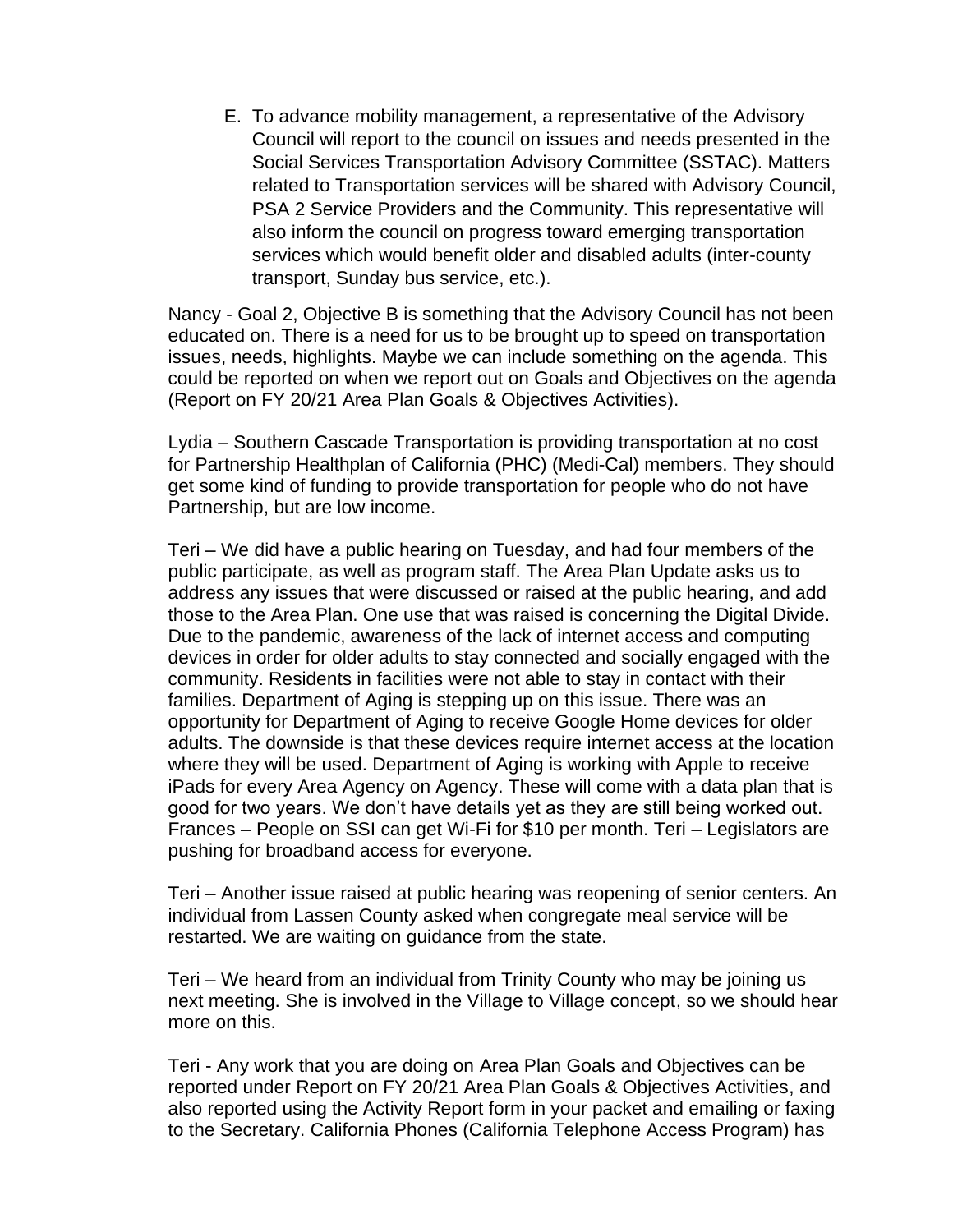E. To advance mobility management, a representative of the Advisory Council will report to the council on issues and needs presented in the Social Services Transportation Advisory Committee (SSTAC). Matters related to Transportation services will be shared with Advisory Council, PSA 2 Service Providers and the Community. This representative will also inform the council on progress toward emerging transportation services which would benefit older and disabled adults (inter-county transport, Sunday bus service, etc.).

Nancy - Goal 2, Objective B is something that the Advisory Council has not been educated on. There is a need for us to be brought up to speed on transportation issues, needs, highlights. Maybe we can include something on the agenda. This could be reported on when we report out on Goals and Objectives on the agenda (Report on FY 20/21 Area Plan Goals & Objectives Activities).

Lydia – Southern Cascade Transportation is providing transportation at no cost for Partnership Healthplan of California (PHC) (Medi-Cal) members. They should get some kind of funding to provide transportation for people who do not have Partnership, but are low income.

Teri – We did have a public hearing on Tuesday, and had four members of the public participate, as well as program staff. The Area Plan Update asks us to address any issues that were discussed or raised at the public hearing, and add those to the Area Plan. One use that was raised is concerning the Digital Divide. Due to the pandemic, awareness of the lack of internet access and computing devices in order for older adults to stay connected and socially engaged with the community. Residents in facilities were not able to stay in contact with their families. Department of Aging is stepping up on this issue. There was an opportunity for Department of Aging to receive Google Home devices for older adults. The downside is that these devices require internet access at the location where they will be used. Department of Aging is working with Apple to receive iPads for every Area Agency on Agency. These will come with a data plan that is good for two years. We don't have details yet as they are still being worked out. Frances – People on SSI can get Wi-Fi for $10 per month. Teri – Legislators are pushing for broadband access for everyone.

Teri – Another issue raised at public hearing was reopening of senior centers. An individual from Lassen County asked when congregate meal service will be restarted. We are waiting on guidance from the state.

Teri – We heard from an individual from Trinity County who may be joining us next meeting. She is involved in the Village to Village concept, so we should hear more on this.

Teri - Any work that you are doing on Area Plan Goals and Objectives can be reported under Report on FY 20/21 Area Plan Goals & Objectives Activities, and also reported using the Activity Report form in your packet and emailing or faxing to the Secretary. California Phones (California Telephone Access Program) has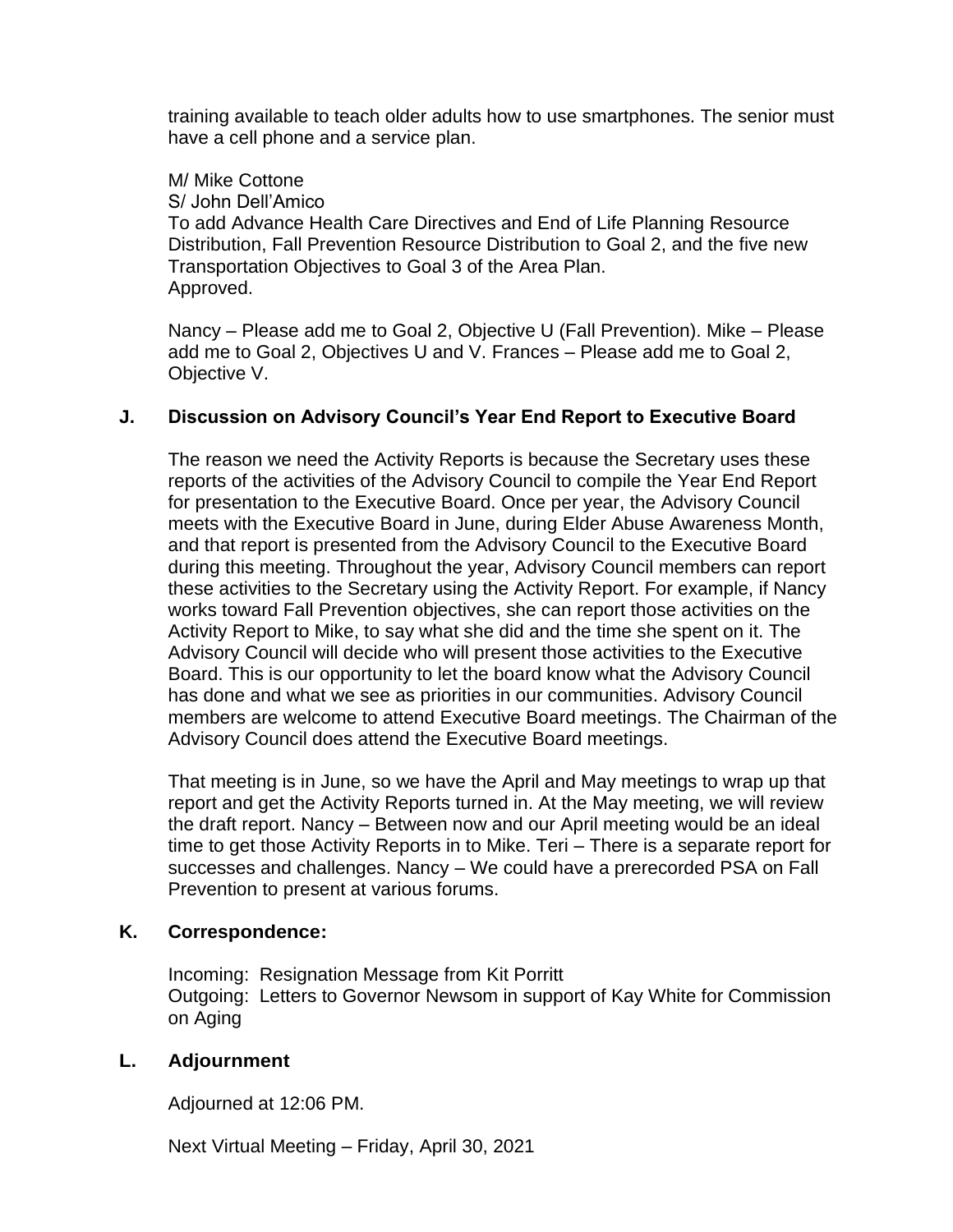training available to teach older adults how to use smartphones. The senior must have a cell phone and a service plan.

M/ Mike Cottone
S/ John Dell'Amico
To add Advance Health Care Directives and End of Life Planning Resource Distribution, Fall Prevention Resource Distribution to Goal 2, and the five new Transportation Objectives to Goal 3 of the Area Plan.
Approved.

Nancy – Please add me to Goal 2, Objective U (Fall Prevention). Mike – Please add me to Goal 2, Objectives U and V. Frances – Please add me to Goal 2, Objective V.

**J. Discussion on Advisory Council's Year End Report to Executive Board**

The reason we need the Activity Reports is because the Secretary uses these reports of the activities of the Advisory Council to compile the Year End Report for presentation to the Executive Board. Once per year, the Advisory Council meets with the Executive Board in June, during Elder Abuse Awareness Month, and that report is presented from the Advisory Council to the Executive Board during this meeting. Throughout the year, Advisory Council members can report these activities to the Secretary using the Activity Report. For example, if Nancy works toward Fall Prevention objectives, she can report those activities on the Activity Report to Mike, to say what she did and the time she spent on it. The Advisory Council will decide who will present those activities to the Executive Board. This is our opportunity to let the board know what the Advisory Council has done and what we see as priorities in our communities. Advisory Council members are welcome to attend Executive Board meetings. The Chairman of the Advisory Council does attend the Executive Board meetings.

That meeting is in June, so we have the April and May meetings to wrap up that report and get the Activity Reports turned in. At the May meeting, we will review the draft report. Nancy – Between now and our April meeting would be an ideal time to get those Activity Reports in to Mike. Teri – There is a separate report for successes and challenges. Nancy – We could have a prerecorded PSA on Fall Prevention to present at various forums.

**K. Correspondence:**

Incoming: Resignation Message from Kit Porritt
Outgoing: Letters to Governor Newsom in support of Kay White for Commission on Aging

**L. Adjournment**

Adjourned at 12:06 PM.

Next Virtual Meeting – Friday, April 30, 2021